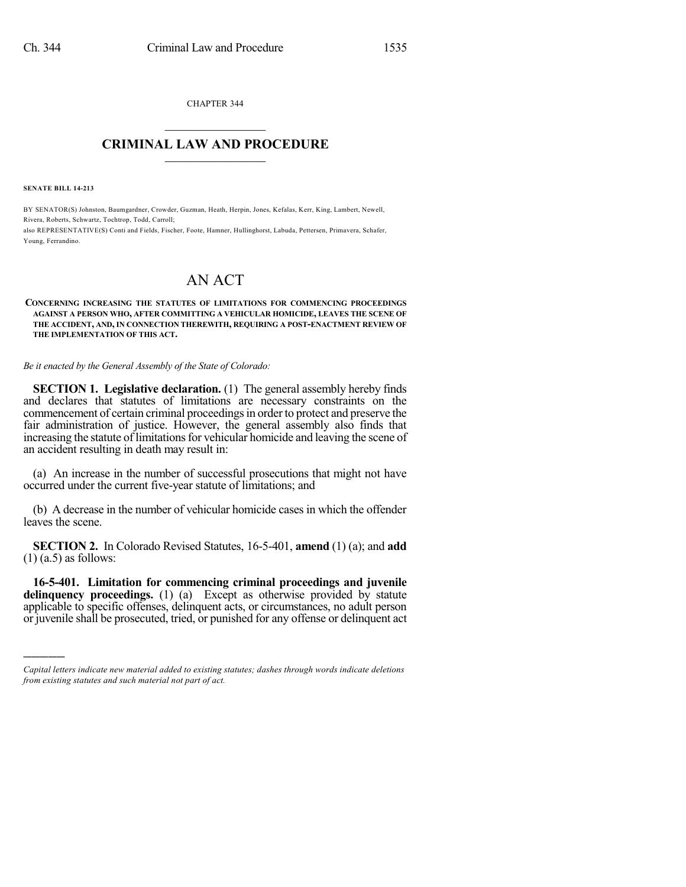CHAPTER 344

# CRIMINAL LAW AND PROCEDURE

**SENATE BILL 14-213**

BY SENATOR(S) Johnston, Baumgardner, Crowder, Guzman, Heath, Herpin, Jones, Kefalas, Kerr, King, Lambert, Newell, Rivera, Roberts, Schwartz, Tochtrop, Todd, Carroll;
also REPRESENTATIVE(S) Conti and Fields, Fischer, Foote, Hamner, Hullinghorst, Labuda, Pettersen, Primavera, Schafer, Young, Ferrandino.

# AN ACT

**CONCERNING INCREASING THE STATUTES OF LIMITATIONS FOR COMMENCING PROCEEDINGS AGAINST A PERSON WHO, AFTER COMMITTING A VEHICULAR HOMICIDE, LEAVES THE SCENE OF THE ACCIDENT, AND, IN CONNECTION THEREWITH, REQUIRING A POST-ENACTMENT REVIEW OF THE IMPLEMENTATION OF THIS ACT.**

*Be it enacted by the General Assembly of the State of Colorado:*

**SECTION 1. Legislative declaration.** (1) The general assembly hereby finds and declares that statutes of limitations are necessary constraints on the commencement of certain criminal proceedings in order to protect and preserve the fair administration of justice. However, the general assembly also finds that increasing the statute of limitations for vehicular homicide and leaving the scene of an accident resulting in death may result in:

(a) An increase in the number of successful prosecutions that might not have occurred under the current five-year statute of limitations; and

(b) A decrease in the number of vehicular homicide cases in which the offender leaves the scene.

**SECTION 2.** In Colorado Revised Statutes, 16-5-401, **amend** (1) (a); and **add** (1) (a.5) as follows:

**16-5-401. Limitation for commencing criminal proceedings and juvenile delinquency proceedings.** (1) (a) Except as otherwise provided by statute applicable to specific offenses, delinquent acts, or circumstances, no adult person or juvenile shall be prosecuted, tried, or punished for any offense or delinquent act

*Capital letters indicate new material added to existing statutes; dashes through words indicate deletions from existing statutes and such material not part of act.*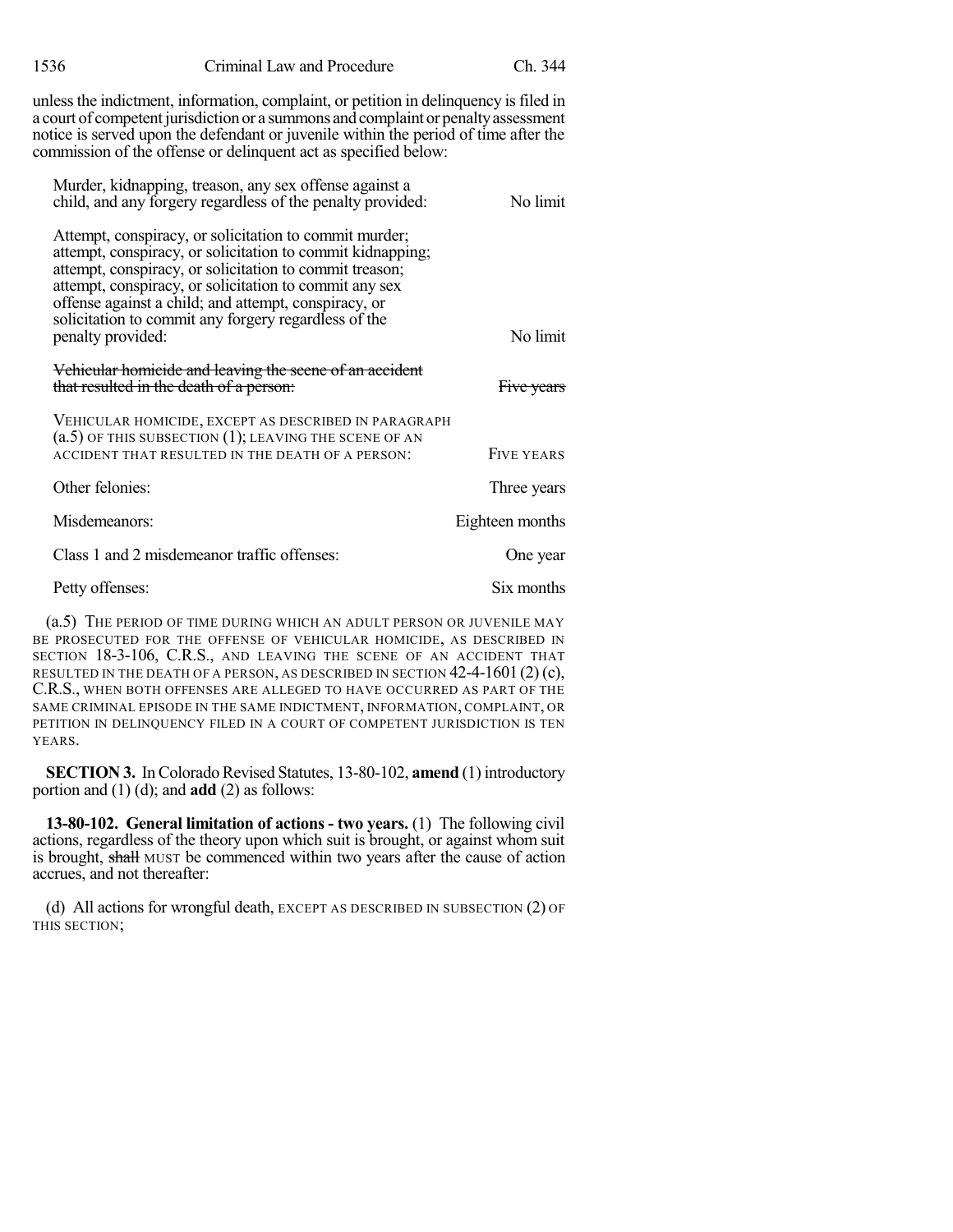unless the indictment, information, complaint, or petition in delinquency is filed in a court of competent jurisdiction or a summons and complaint or penalty assessment notice is served upon the defendant or juvenile within the period of time after the commission of the offense or delinquent act as specified below:

| | |
|---|---|
| Murder, kidnapping, treason, any sex offense against a child, and any forgery regardless of the penalty provided: | No limit |
| Attempt, conspiracy, or solicitation to commit murder; attempt, conspiracy, or solicitation to commit kidnapping; attempt, conspiracy, or solicitation to commit treason; attempt, conspiracy, or solicitation to commit any sex offense against a child; and attempt, conspiracy, or solicitation to commit any forgery regardless of the penalty provided: | No limit |
| ~~Vehicular homicide and leaving the scene of an accident that resulted in the death of a person:~~ | ~~Five years~~ |
| VEHICULAR HOMICIDE, EXCEPT AS DESCRIBED IN PARAGRAPH (a.5) OF THIS SUBSECTION (1); LEAVING THE SCENE OF AN ACCIDENT THAT RESULTED IN THE DEATH OF A PERSON: | FIVE YEARS |
| Other felonies: | Three years |
| Misdemeanors: | Eighteen months |
| Class 1 and 2 misdemeanor traffic offenses: | One year |
| Petty offenses: | Six months |

(a.5) THE PERIOD OF TIME DURING WHICH AN ADULT PERSON OR JUVENILE MAY BE PROSECUTED FOR THE OFFENSE OF VEHICULAR HOMICIDE, AS DESCRIBED IN SECTION 18-3-106, C.R.S., AND LEAVING THE SCENE OF AN ACCIDENT THAT RESULTED IN THE DEATH OF A PERSON, AS DESCRIBED IN SECTION 42-4-1601 (2) (c), C.R.S., WHEN BOTH OFFENSES ARE ALLEGED TO HAVE OCCURRED AS PART OF THE SAME CRIMINAL EPISODE IN THE SAME INDICTMENT, INFORMATION, COMPLAINT, OR PETITION IN DELINQUENCY FILED IN A COURT OF COMPETENT JURISDICTION IS TEN YEARS.

**SECTION 3.** In Colorado Revised Statutes, 13-80-102, **amend** (1) introductory portion and (1) (d); and **add** (2) as follows:

**13-80-102. General limitation of actions - two years.** (1) The following civil actions, regardless of the theory upon which suit is brought, or against whom suit is brought, ~~shall~~ MUST be commenced within two years after the cause of action accrues, and not thereafter:

(d) All actions for wrongful death, EXCEPT AS DESCRIBED IN SUBSECTION (2) OF THIS SECTION;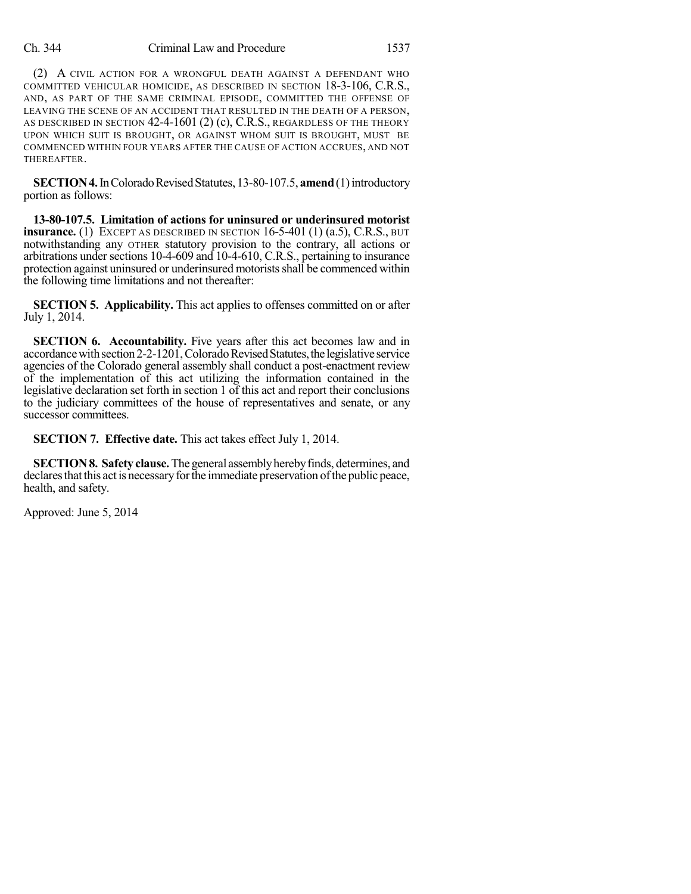(2) A CIVIL ACTION FOR A WRONGFUL DEATH AGAINST A DEFENDANT WHO COMMITTED VEHICULAR HOMICIDE, AS DESCRIBED IN SECTION 18-3-106, C.R.S., AND, AS PART OF THE SAME CRIMINAL EPISODE, COMMITTED THE OFFENSE OF LEAVING THE SCENE OF AN ACCIDENT THAT RESULTED IN THE DEATH OF A PERSON, AS DESCRIBED IN SECTION 42-4-1601 (2) (c), C.R.S., REGARDLESS OF THE THEORY UPON WHICH SUIT IS BROUGHT, OR AGAINST WHOM SUIT IS BROUGHT, MUST BE COMMENCED WITHIN FOUR YEARS AFTER THE CAUSE OF ACTION ACCRUES, AND NOT THEREAFTER.

**SECTION 4.** In Colorado Revised Statutes, 13-80-107.5, **amend** (1) introductory portion as follows:

**13-80-107.5. Limitation of actions for uninsured or underinsured motorist insurance.** (1) EXCEPT AS DESCRIBED IN SECTION 16-5-401 (1) (a.5), C.R.S., BUT notwithstanding any OTHER statutory provision to the contrary, all actions or arbitrations under sections 10-4-609 and 10-4-610, C.R.S., pertaining to insurance protection against uninsured or underinsured motorists shall be commenced within the following time limitations and not thereafter:

**SECTION 5. Applicability.** This act applies to offenses committed on or after July 1, 2014.

**SECTION 6. Accountability.** Five years after this act becomes law and in accordance with section 2-2-1201, Colorado Revised Statutes, the legislative service agencies of the Colorado general assembly shall conduct a post-enactment review of the implementation of this act utilizing the information contained in the legislative declaration set forth in section 1 of this act and report their conclusions to the judiciary committees of the house of representatives and senate, or any successor committees.

**SECTION 7. Effective date.** This act takes effect July 1, 2014.

**SECTION 8. Safety clause.** The general assembly hereby finds, determines, and declares that this act is necessary for the immediate preservation of the public peace, health, and safety.

Approved: June 5, 2014